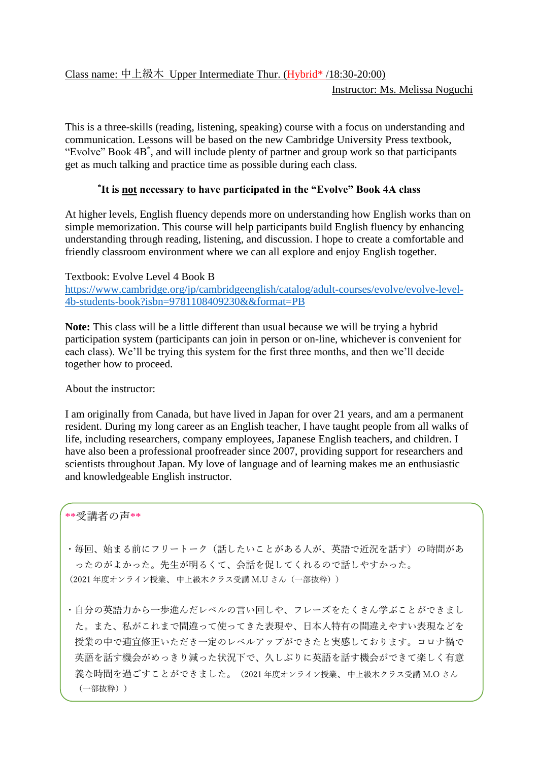Class name: 中上級木 Upper Intermediate Thur. (Hybrid* /18:30-20:00)

Instructor: Ms. Melissa Noguchi

This is a three-skills (reading, listening, speaking) course with a focus on understanding and communication. Lessons will be based on the new Cambridge University Press textbook, "Evolve" Book 4B*, and will include plenty of partner and group work so that participants get as much talking and practice time as possible during each class.

**\*It is not necessary to have participated in the "Evolve" Book 4A class**

At higher levels, English fluency depends more on understanding how English works than on simple memorization. This course will help participants build English fluency by enhancing understanding through reading, listening, and discussion. I hope to create a comfortable and friendly classroom environment where we can all explore and enjoy English together.

Textbook: Evolve Level 4 Book B
https://www.cambridge.org/jp/cambridgeenglish/catalog/adult-courses/evolve/evolve-level-4b-students-book?isbn=9781108409230&&format=PB

**Note:** This class will be a little different than usual because we will be trying a hybrid participation system (participants can join in person or on-line, whichever is convenient for each class). We'll be trying this system for the first three months, and then we'll decide together how to proceed.

About the instructor:

I am originally from Canada, but have lived in Japan for over 21 years, and am a permanent resident. During my long career as an English teacher, I have taught people from all walks of life, including researchers, company employees, Japanese English teachers, and children. I have also been a professional proofreader since 2007, providing support for researchers and scientists throughout Japan. My love of language and of learning makes me an enthusiastic and knowledgeable English instructor.

\*\*受講者の声\*\*

・毎回、始まる前にフリートーク（話したいことがある人が、英語で近況を話す）の時間があったのがよかった。先生が明るくて、会話を促してくれるので話しやすかった。
（2021 年度オンライン授業、中上級木クラス受講 M.U さん（一部抜粋））

・自分の英語力から一歩進んだレベルの言い回しや、フレーズをたくさん学ぶことができました。また、私がこれまで間違って使ってきた表現や、日本人特有の間違えやすい表現などを授業の中で適宜修正いただき一定のレベルアップができたと実感しております。コロナ禍で英語を話す機会がめっきり減った状況下で、久しぶりに英語を話す機会ができて楽しく有意義な時間を過ごすことができました。（2021 年度オンライン授業、中上級木クラス受講 M.O さん（一部抜粋））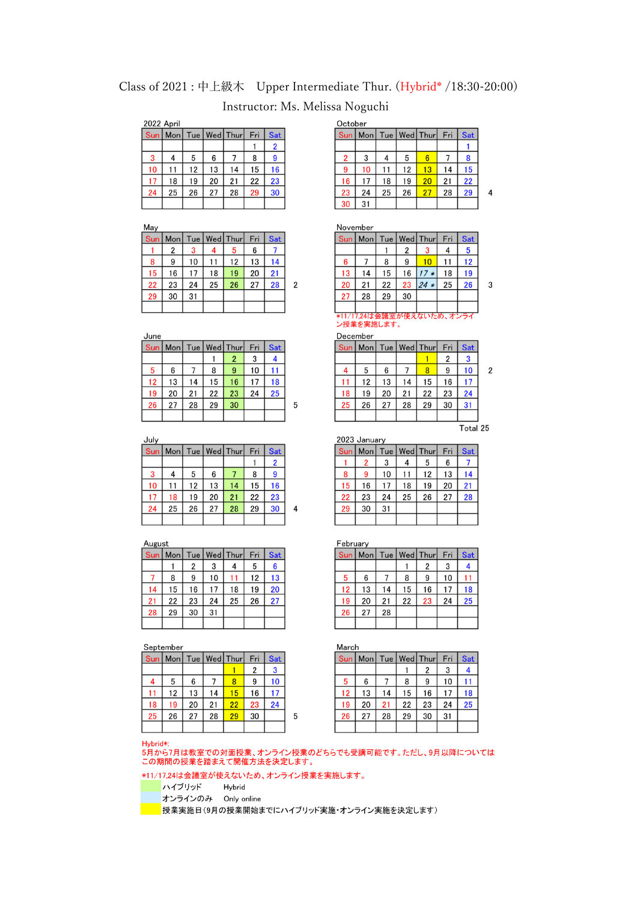# Class of 2021 : 中上級木　Upper Intermediate Thur. (Hybrid* /18:30-20:00)

Instructor: Ms. Melissa Noguchi

2022 April

| Sun | Mon | Tue | Wed | Thur | Fri | Sat |
|---|---|---|---|---|---|---|
| | | | | | 1 | 2 |
| 3 | 4 | 5 | 6 | 7 | 8 | 9 |
| 10 | 11 | 12 | 13 | 14 | 15 | 16 |
| 17 | 18 | 19 | 20 | 21 | 22 | 23 |
| 24 | 25 | 26 | 27 | 28 | 29 | 30 |

May

| Sun | Mon | Tue | Wed | Thur | Fri | Sat |
|---|---|---|---|---|---|---|
| 1 | 2 | 3 | 4 | 5 | 6 | 7 |
| 8 | 9 | 10 | 11 | 12 | 13 | 14 |
| 15 | 16 | 17 | 18 | 19 | 20 | 21 |
| 22 | 23 | 24 | 25 | 26 | 27 | 28 |
| 29 | 30 | 31 | | | | |

2

June

| Sun | Mon | Tue | Wed | Thur | Fri | Sat |
|---|---|---|---|---|---|---|
| | | | 1 | 2 | 3 | 4 |
| 5 | 6 | 7 | 8 | 9 | 10 | 11 |
| 12 | 13 | 14 | 15 | 16 | 17 | 18 |
| 19 | 20 | 21 | 22 | 23 | 24 | 25 |
| 26 | 27 | 28 | 29 | 30 | | |

5

July

| Sun | Mon | Tue | Wed | Thur | Fri | Sat |
|---|---|---|---|---|---|---|
| | | | | | 1 | 2 |
| 3 | 4 | 5 | 6 | 7 | 8 | 9 |
| 10 | 11 | 12 | 13 | 14 | 15 | 16 |
| 17 | 18 | 19 | 20 | 21 | 22 | 23 |
| 24 | 25 | 26 | 27 | 28 | 29 | 30 |

4

August

| Sun | Mon | Tue | Wed | Thur | Fri | Sat |
|---|---|---|---|---|---|---|
| | 1 | 2 | 3 | 4 | 5 | 6 |
| 7 | 8 | 9 | 10 | 11 | 12 | 13 |
| 14 | 15 | 16 | 17 | 18 | 19 | 20 |
| 21 | 22 | 23 | 24 | 25 | 26 | 27 |
| 28 | 29 | 30 | 31 | | | |

September

| Sun | Mon | Tue | Wed | Thur | Fri | Sat |
|---|---|---|---|---|---|---|
| | | | | 1 | 2 | 3 |
| 4 | 5 | 6 | 7 | 8 | 9 | 10 |
| 11 | 12 | 13 | 14 | 15 | 16 | 17 |
| 18 | 19 | 20 | 21 | 22 | 23 | 24 |
| 25 | 26 | 27 | 28 | 29 | 30 | |

5

October

| Sun | Mon | Tue | Wed | Thur | Fri | Sat |
|---|---|---|---|---|---|---|
| | | | | | | 1 |
| 2 | 3 | 4 | 5 | 6 | 7 | 8 |
| 9 | 10 | 11 | 12 | 13 | 14 | 15 |
| 16 | 17 | 18 | 19 | 20 | 21 | 22 |
| 23 | 24 | 25 | 26 | 27 | 28 | 29 |
| 30 | 31 | | | | | |

4

November

| Sun | Mon | Tue | Wed | Thur | Fri | Sat |
|---|---|---|---|---|---|---|
| | | 1 | 2 | 3 | 4 | 5 |
| 6 | 7 | 8 | 9 | 10 | 11 | 12 |
| 13 | 14 | 15 | 16 | 17 * | 18 | 19 |
| 20 | 21 | 22 | 23 | 24 * | 25 | 26 |
| 27 | 28 | 29 | 30 | | | |

3

*11/17,24は会議室が使えないため、オンライン授業を実施します。

December

| Sun | Mon | Tue | Wed | Thur | Fri | Sat |
|---|---|---|---|---|---|---|
| | | | | 1 | 2 | 3 |
| 4 | 5 | 6 | 7 | 8 | 9 | 10 |
| 11 | 12 | 13 | 14 | 15 | 16 | 17 |
| 18 | 19 | 20 | 21 | 22 | 23 | 24 |
| 25 | 26 | 27 | 28 | 29 | 30 | 31 |

2

Total 25

2023 January

| Sun | Mon | Tue | Wed | Thur | Fri | Sat |
|---|---|---|---|---|---|---|
| 1 | 2 | 3 | 4 | 5 | 6 | 7 |
| 8 | 9 | 10 | 11 | 12 | 13 | 14 |
| 15 | 16 | 17 | 18 | 19 | 20 | 21 |
| 22 | 23 | 24 | 25 | 26 | 27 | 28 |
| 29 | 30 | 31 | | | | |

February

| Sun | Mon | Tue | Wed | Thur | Fri | Sat |
|---|---|---|---|---|---|---|
| | | | 1 | 2 | 3 | 4 |
| 5 | 6 | 7 | 8 | 9 | 10 | 11 |
| 12 | 13 | 14 | 15 | 16 | 17 | 18 |
| 19 | 20 | 21 | 22 | 23 | 24 | 25 |
| 26 | 27 | 28 | | | | |

March

| Sun | Mon | Tue | Wed | Thur | Fri | Sat |
|---|---|---|---|---|---|---|
| | | | 1 | 2 | 3 | 4 |
| 5 | 6 | 7 | 8 | 9 | 10 | 11 |
| 12 | 13 | 14 | 15 | 16 | 17 | 18 |
| 19 | 20 | 21 | 22 | 23 | 24 | 25 |
| 26 | 27 | 28 | 29 | 30 | 31 | |

Hybrid*:
5月から7月は教室での対面授業、オンライン授業のどちらでも受講可能です。ただし、9月以降については
この期間の授業を踏まえて開催方法を決定します。

*11/17,24は会議室が使えないため、オンライン授業を実施します。

- ハイブリッド　Hybrid
- オンラインのみ　Only online
- 授業実施日（9月の授業開始までにハイブリッド実施・オンライン実施を決定します）